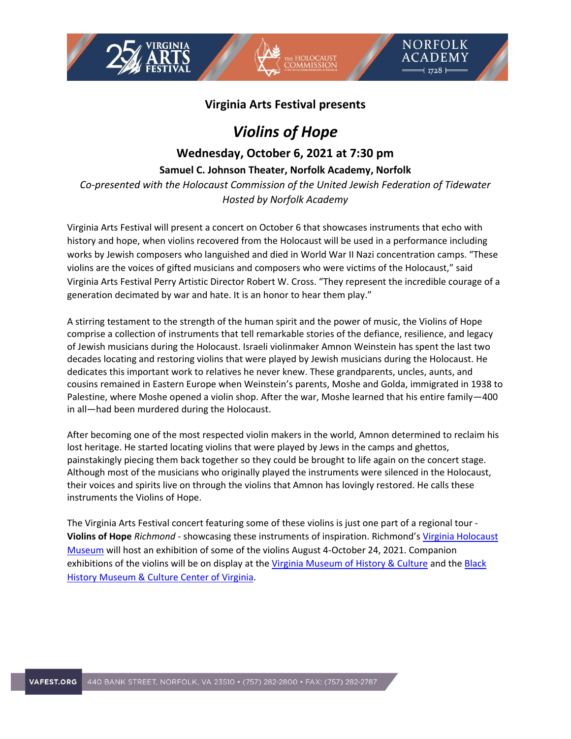## Virginia Arts Festival presents

# *Violins of Hope*

### Wednesday, October 6, 2021 at 7:30 pm

**Samuel C. Johnson Theater, Norfolk Academy, Norfolk**

*Co-presented with the Holocaust Commission of the United Jewish Federation of Tidewater*
*Hosted by Norfolk Academy*

Virginia Arts Festival will present a concert on October 6 that showcases instruments that echo with history and hope, when violins recovered from the Holocaust will be used in a performance including works by Jewish composers who languished and died in World War II Nazi concentration camps. "These violins are the voices of gifted musicians and composers who were victims of the Holocaust," said Virginia Arts Festival Perry Artistic Director Robert W. Cross. "They represent the incredible courage of a generation decimated by war and hate. It is an honor to hear them play."

A stirring testament to the strength of the human spirit and the power of music, the Violins of Hope comprise a collection of instruments that tell remarkable stories of the defiance, resilience, and legacy of Jewish musicians during the Holocaust. Israeli violinmaker Amnon Weinstein has spent the last two decades locating and restoring violins that were played by Jewish musicians during the Holocaust. He dedicates this important work to relatives he never knew. These grandparents, uncles, aunts, and cousins remained in Eastern Europe when Weinstein's parents, Moshe and Golda, immigrated in 1938 to Palestine, where Moshe opened a violin shop. After the war, Moshe learned that his entire family—400 in all—had been murdered during the Holocaust.

After becoming one of the most respected violin makers in the world, Amnon determined to reclaim his lost heritage. He started locating violins that were played by Jews in the camps and ghettos, painstakingly piecing them back together so they could be brought to life again on the concert stage. Although most of the musicians who originally played the instruments were silenced in the Holocaust, their voices and spirits live on through the violins that Amnon has lovingly restored. He calls these instruments the Violins of Hope.

The Virginia Arts Festival concert featuring some of these violins is just one part of a regional tour - **Violins of Hope** *Richmond* - showcasing these instruments of inspiration. Richmond's Virginia Holocaust Museum will host an exhibition of some of the violins August 4-October 24, 2021. Companion exhibitions of the violins will be on display at the Virginia Museum of History & Culture and the Black History Museum & Culture Center of Virginia.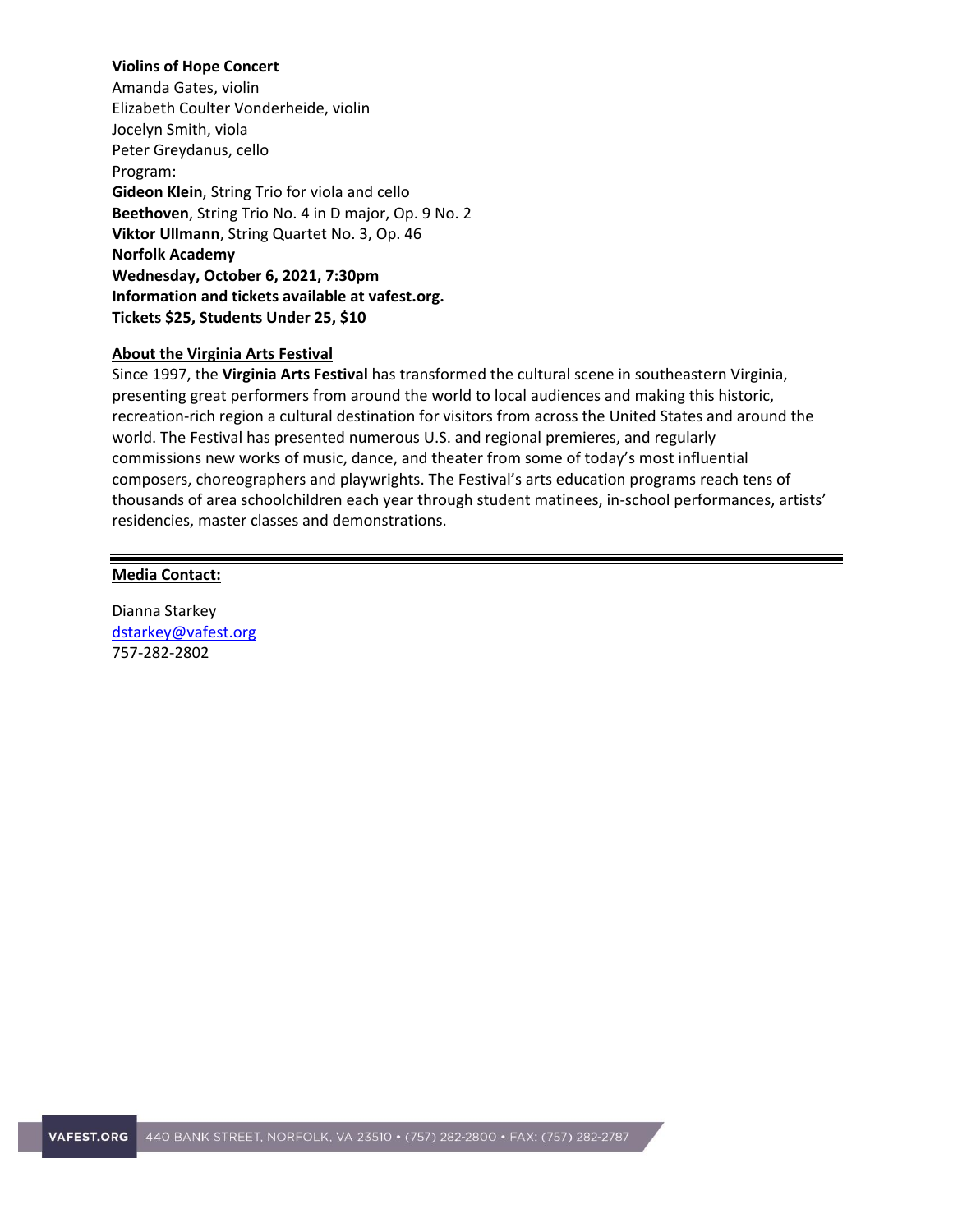**Violins of Hope Concert**
Amanda Gates, violin
Elizabeth Coulter Vonderheide, violin
Jocelyn Smith, viola
Peter Greydanus, cello
Program:
**Gideon Klein**, String Trio for viola and cello
**Beethoven**, String Trio No. 4 in D major, Op. 9 No. 2
**Viktor Ullmann**, String Quartet No. 3, Op. 46
**Norfolk Academy**
**Wednesday, October 6, 2021, 7:30pm**
**Information and tickets available at vafest.org.**
**Tickets $25, Students Under 25, $10**

**About the Virginia Arts Festival**

Since 1997, the **Virginia Arts Festival** has transformed the cultural scene in southeastern Virginia, presenting great performers from around the world to local audiences and making this historic, recreation-rich region a cultural destination for visitors from across the United States and around the world. The Festival has presented numerous U.S. and regional premieres, and regularly commissions new works of music, dance, and theater from some of today's most influential composers, choreographers and playwrights. The Festival's arts education programs reach tens of thousands of area schoolchildren each year through student matinees, in-school performances, artists' residencies, master classes and demonstrations.

---

**Media Contact:**

Dianna Starkey
dstarkey@vafest.org
757-282-2802

VAFEST.ORG 440 BANK STREET, NORFOLK, VA 23510 • (757) 282-2800 • FAX: (757) 282-2787